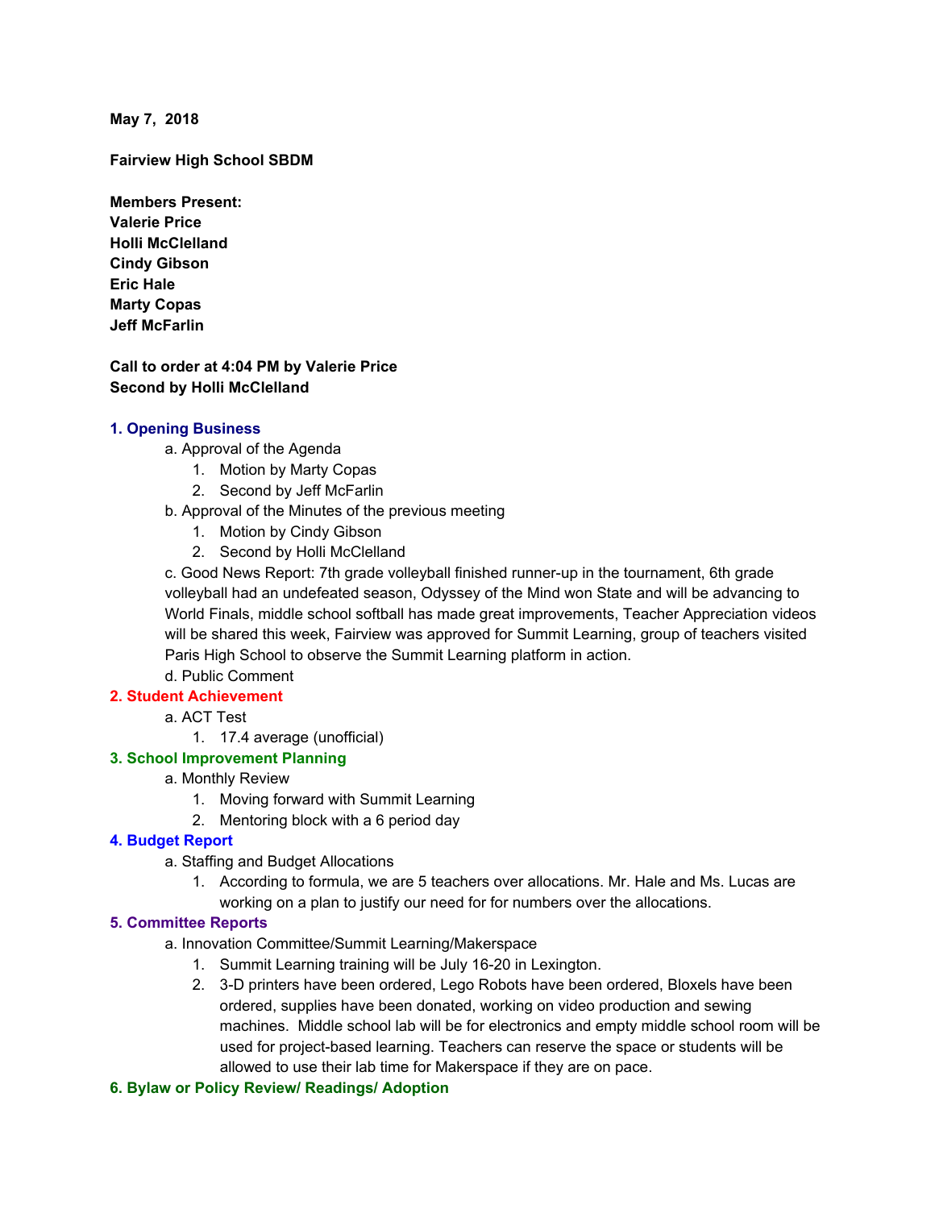**May 7, 2018**

**Fairview High School SBDM**

**Members Present:**
**Valerie Price**
**Holli McClelland**
**Cindy Gibson**
**Eric Hale**
**Marty Copas**
**Jeff McFarlin**

**Call to order at 4:04 PM by Valerie Price**
**Second by Holli McClelland**

## 1. Opening Business

- a. Approval of the Agenda
  1. Motion by Marty Copas
  2. Second by Jeff McFarlin
- b. Approval of the Minutes of the previous meeting
  1. Motion by Cindy Gibson
  2. Second by Holli McClelland
- c. Good News Report: 7th grade volleyball finished runner-up in the tournament, 6th grade volleyball had an undefeated season, Odyssey of the Mind won State and will be advancing to World Finals, middle school softball has made great improvements, Teacher Appreciation videos will be shared this week, Fairview was approved for Summit Learning, group of teachers visited Paris High School to observe the Summit Learning platform in action.
- d. Public Comment

## 2. Student Achievement

- a. ACT Test
  1. 17.4 average (unofficial)

## 3. School Improvement Planning

- a. Monthly Review
  1. Moving forward with Summit Learning
  2. Mentoring block with a 6 period day

## 4. Budget Report

- a. Staffing and Budget Allocations
  1. According to formula, we are 5 teachers over allocations. Mr. Hale and Ms. Lucas are working on a plan to justify our need for for numbers over the allocations.

## 5. Committee Reports

- a. Innovation Committee/Summit Learning/Makerspace
  1. Summit Learning training will be July 16-20 in Lexington.
  2. 3-D printers have been ordered, Lego Robots have been ordered, Bloxels have been ordered, supplies have been donated, working on video production and sewing machines. Middle school lab will be for electronics and empty middle school room will be used for project-based learning. Teachers can reserve the space or students will be allowed to use their lab time for Makerspace if they are on pace.

## 6. Bylaw or Policy Review/ Readings/ Adoption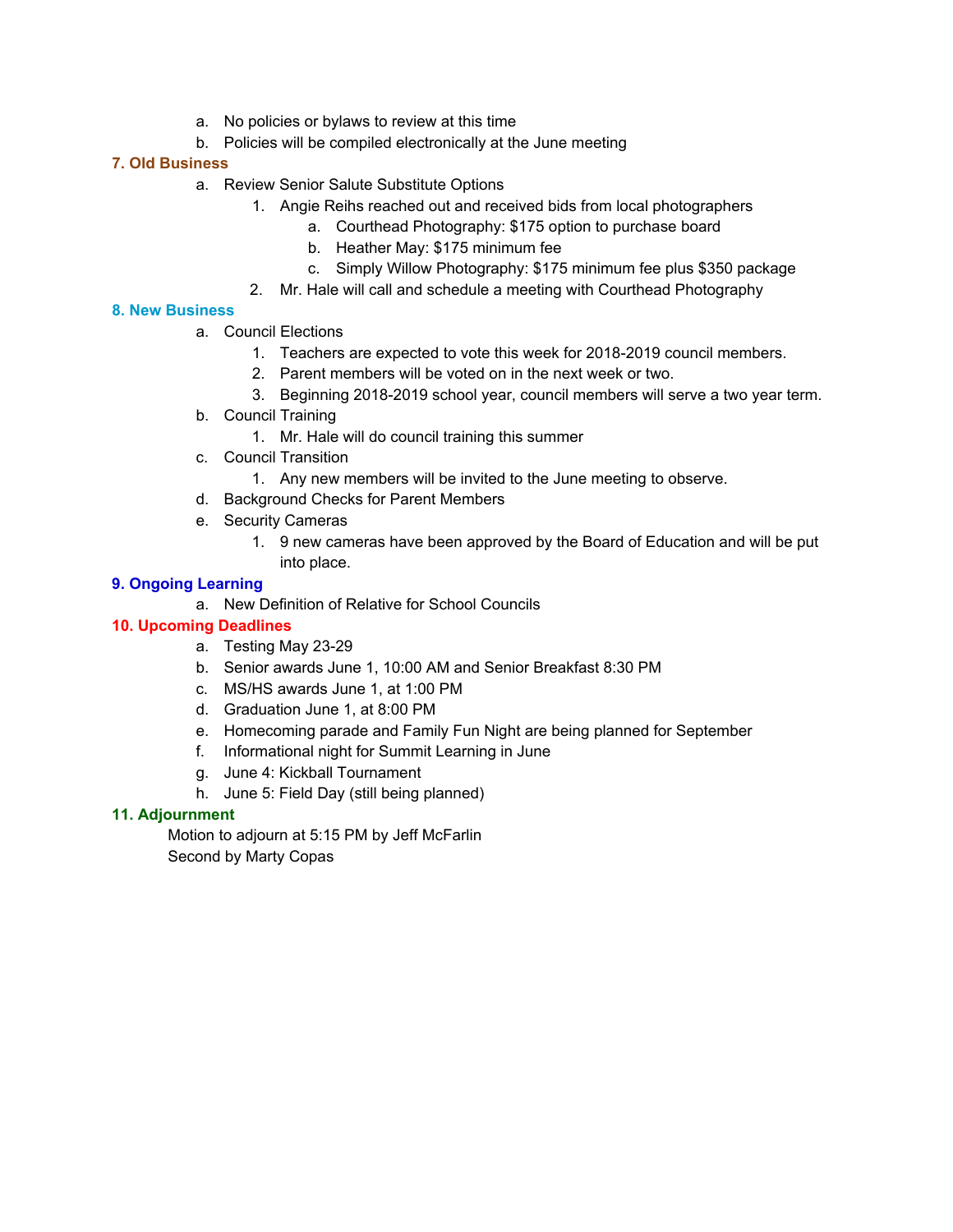a. No policies or bylaws to review at this time
   b. Policies will be compiled electronically at the June meeting

**7. Old Business**

   a. Review Senior Salute Substitute Options
      1. Angie Reihs reached out and received bids from local photographers
         a. Courthead Photography: $175 option to purchase board
         b. Heather May: $175 minimum fee
         c. Simply Willow Photography: $175 minimum fee plus $350 package
      2. Mr. Hale will call and schedule a meeting with Courthead Photography

**8. New Business**

   a. Council Elections
      1. Teachers are expected to vote this week for 2018-2019 council members.
      2. Parent members will be voted on in the next week or two.
      3. Beginning 2018-2019 school year, council members will serve a two year term.
   b. Council Training
      1. Mr. Hale will do council training this summer
   c. Council Transition
      1. Any new members will be invited to the June meeting to observe.
   d. Background Checks for Parent Members
   e. Security Cameras
      1. 9 new cameras have been approved by the Board of Education and will be put into place.

**9. Ongoing Learning**

   a. New Definition of Relative for School Councils

**10. Upcoming Deadlines**

   a. Testing May 23-29
   b. Senior awards June 1, 10:00 AM and Senior Breakfast 8:30 PM
   c. MS/HS awards June 1, at 1:00 PM
   d. Graduation June 1, at 8:00 PM
   e. Homecoming parade and Family Fun Night are being planned for September
   f. Informational night for Summit Learning in June
   g. June 4: Kickball Tournament
   h. June 5: Field Day (still being planned)

**11. Adjournment**

Motion to adjourn at 5:15 PM by Jeff McFarlin
Second by Marty Copas